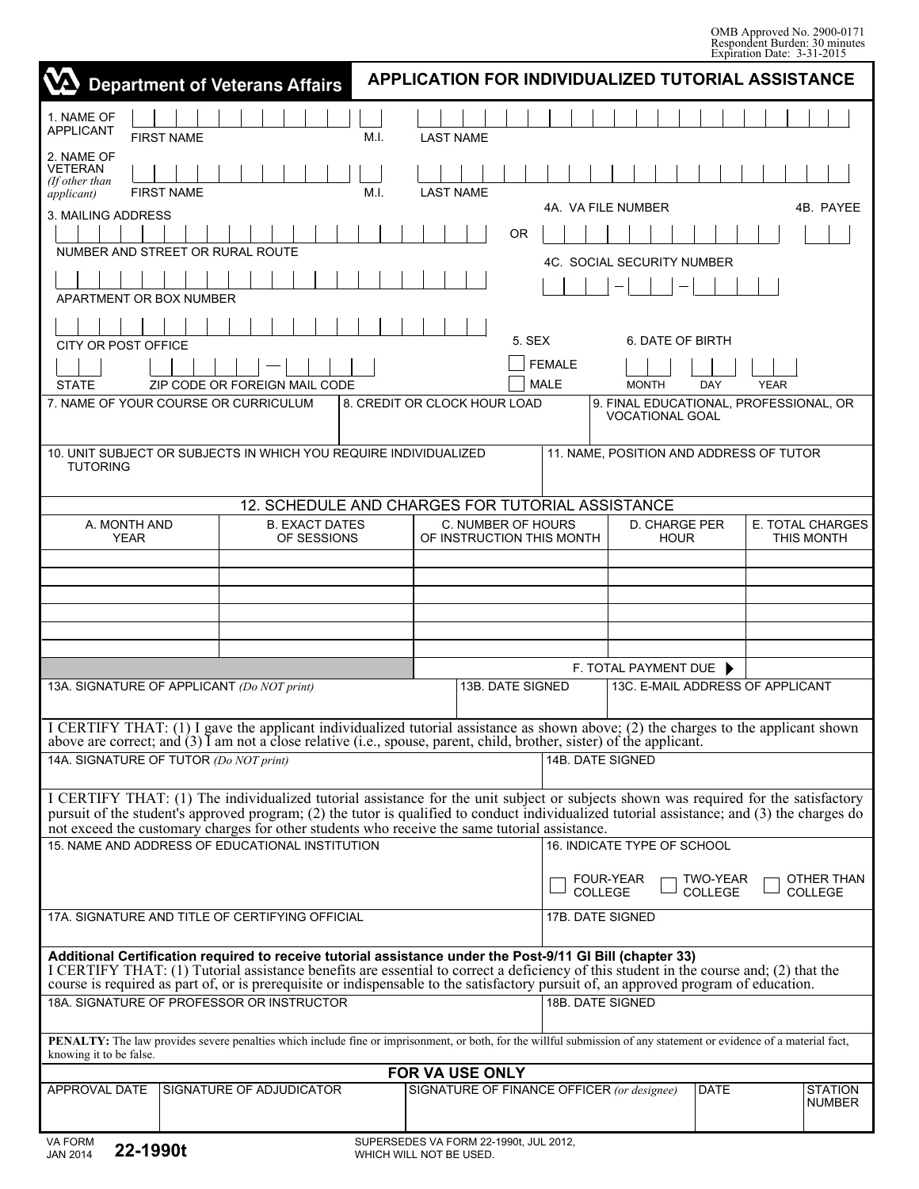OMB Approved No. 2900-0171
Respondent Burden: 30 minutes
Expiration Date: 3-31-2015

**Department of Veterans Affairs**

# APPLICATION FOR INDIVIDUALIZED TUTORIAL ASSISTANCE

1. NAME OF APPLICANT — FIRST NAME | M.I. | LAST NAME

2. NAME OF VETERAN *(If other than applicant)* — FIRST NAME | M.I. | LAST NAME

3. MAILING ADDRESS

NUMBER AND STREET OR RURAL ROUTE

APARTMENT OR BOX NUMBER

CITY OR POST OFFICE

STATE | ZIP CODE OR FOREIGN MAIL CODE

4A. VA FILE NUMBER | 4B. PAYEE

OR

4C. SOCIAL SECURITY NUMBER

5. SEX

☐ FEMALE
☐ MALE

6. DATE OF BIRTH — MONTH | DAY | YEAR

7. NAME OF YOUR COURSE OR CURRICULUM

8. CREDIT OR CLOCK HOUR LOAD

9. FINAL EDUCATIONAL, PROFESSIONAL, OR VOCATIONAL GOAL

10. UNIT SUBJECT OR SUBJECTS IN WHICH YOU REQUIRE INDIVIDUALIZED TUTORING

11. NAME, POSITION AND ADDRESS OF TUTOR

## 12. SCHEDULE AND CHARGES FOR TUTORIAL ASSISTANCE

| A. MONTH AND YEAR | B. EXACT DATES OF SESSIONS | C. NUMBER OF HOURS OF INSTRUCTION THIS MONTH | D. CHARGE PER HOUR | E. TOTAL CHARGES THIS MONTH |
|---|---|---|---|---|
| | | | | |
| | | | | |
| | | | | |
| | | | | |
| | | | | |
| | | | | |
| | | F. TOTAL PAYMENT DUE ▶ | | |

13A. SIGNATURE OF APPLICANT *(Do NOT print)*

13B. DATE SIGNED

13C. E-MAIL ADDRESS OF APPLICANT

I CERTIFY THAT: (1) I gave the applicant individualized tutorial assistance as shown above; (2) the charges to the applicant shown above are correct; and (3) I am not a close relative (i.e., spouse, parent, child, brother, sister) of the applicant.

14A. SIGNATURE OF TUTOR *(Do NOT print)*

14B. DATE SIGNED

I CERTIFY THAT: (1) The individualized tutorial assistance for the unit subject or subjects shown was required for the satisfactory pursuit of the student's approved program; (2) the tutor is qualified to conduct individualized tutorial assistance; and (3) the charges do not exceed the customary charges for other students who receive the same tutorial assistance.

15. NAME AND ADDRESS OF EDUCATIONAL INSTITUTION

16. INDICATE TYPE OF SCHOOL

☐ FOUR-YEAR COLLEGE ☐ TWO-YEAR COLLEGE ☐ OTHER THAN COLLEGE

17A. SIGNATURE AND TITLE OF CERTIFYING OFFICIAL

17B. DATE SIGNED

**Additional Certification required to receive tutorial assistance under the Post-9/11 GI Bill (chapter 33)**

I CERTIFY THAT: (1) Tutorial assistance benefits are essential to correct a deficiency of this student in the course and; (2) that the course is required as part of, or is prerequisite or indispensable to the satisfactory pursuit of, an approved program of education.

18A. SIGNATURE OF PROFESSOR OR INSTRUCTOR

18B. DATE SIGNED

**PENALTY:** The law provides severe penalties which include fine or imprisonment, or both, for the willful submission of any statement or evidence of a material fact, knowing it to be false.

**FOR VA USE ONLY**

| APPROVAL DATE | SIGNATURE OF ADJUDICATOR | SIGNATURE OF FINANCE OFFICER *(or designee)* | DATE | STATION NUMBER |
|---|---|---|---|---|
| | | | | |

VA FORM JAN 2014 **22-1990t**

SUPERSEDES VA FORM 22-1990t, JUL 2012, WHICH WILL NOT BE USED.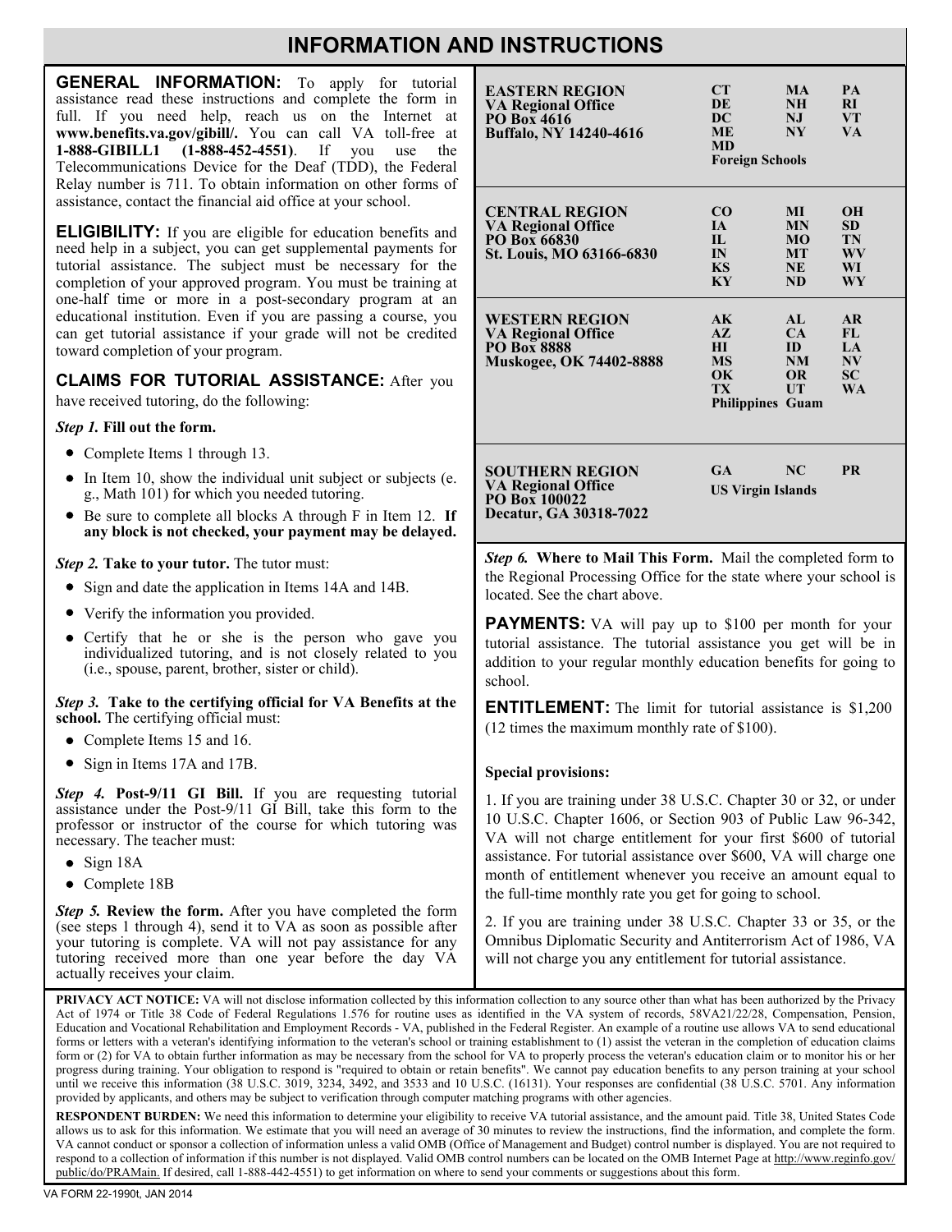# INFORMATION AND INSTRUCTIONS

**GENERAL INFORMATION:** To apply for tutorial assistance read these instructions and complete the form in full. If you need help, reach us on the Internet at **www.benefits.va.gov/gibill/.** You can call VA toll-free at **1-888-GIBILL1 (1-888-452-4551)**. If you use the Telecommunications Device for the Deaf (TDD), the Federal Relay number is 711. To obtain information on other forms of assistance, contact the financial aid office at your school.

**ELIGIBILITY:** If you are eligible for education benefits and need help in a subject, you can get supplemental payments for tutorial assistance. The subject must be necessary for the completion of your approved program. You must be training at one-half time or more in a post-secondary program at an educational institution. Even if you are passing a course, you can get tutorial assistance if your grade will not be credited toward completion of your program.

**CLAIMS FOR TUTORIAL ASSISTANCE:** After you have received tutoring, do the following:

***Step 1.*** **Fill out the form.**

- Complete Items 1 through 13.
- In Item 10, show the individual unit subject or subjects (e. g., Math 101) for which you needed tutoring.
- Be sure to complete all blocks A through F in Item 12. **If any block is not checked, your payment may be delayed.**

***Step 2.*** **Take to your tutor.** The tutor must:

- Sign and date the application in Items 14A and 14B.
- Verify the information you provided.
- Certify that he or she is the person who gave you individualized tutoring, and is not closely related to you (i.e., spouse, parent, brother, sister or child).

***Step 3.*** **Take to the certifying official for VA Benefits at the school.** The certifying official must:

- Complete Items 15 and 16.
- Sign in Items 17A and 17B.

***Step 4.*** **Post-9/11 GI Bill.** If you are requesting tutorial assistance under the Post-9/11 GI Bill, take this form to the professor or instructor of the course for which tutoring was necessary. The teacher must:

- Sign 18A
- Complete 18B

***Step 5.*** **Review the form.** After you have completed the form (see steps 1 through 4), send it to VA as soon as possible after your tutoring is complete. VA will not pay assistance for any tutoring received more than one year before the day VA actually receives your claim.

| | | | |
|---|---|---|---|
| **EASTERN REGION**<br>**VA Regional Office**<br>**PO Box 4616**<br>**Buffalo, NY 14240-4616** | **CT**<br>**DE**<br>**DC**<br>**ME**<br>**MD**<br>**Foreign Schools** | **MA**<br>**NH**<br>**NJ**<br>**NY** | **PA**<br>**RI**<br>**VT**<br>**VA** |
| **CENTRAL REGION**<br>**VA Regional Office**<br>**PO Box 66830**<br>**St. Louis, MO 63166-6830** | **CO**<br>**IA**<br>**IL**<br>**IN**<br>**KS**<br>**KY** | **MI**<br>**MN**<br>**MO**<br>**MT**<br>**NE**<br>**ND** | **OH**<br>**SD**<br>**TN**<br>**WV**<br>**WI**<br>**WY** |
| **WESTERN REGION**<br>**VA Regional Office**<br>**PO Box 8888**<br>**Muskogee, OK 74402-8888** | **AK**<br>**AZ**<br>**HI**<br>**MS**<br>**OK**<br>**TX**<br>**Philippines** | **AL**<br>**CA**<br>**ID**<br>**NM**<br>**OR**<br>**UT**<br>**Guam** | **AR**<br>**FL**<br>**LA**<br>**NV**<br>**SC**<br>**WA** |
| **SOUTHERN REGION**<br>**VA Regional Office**<br>**PO Box 100022**<br>**Decatur, GA 30318-7022** | **GA**<br>**US Virgin Islands** | **NC** | **PR** |

***Step 6.*** **Where to Mail This Form.** Mail the completed form to the Regional Processing Office for the state where your school is located. See the chart above.

**PAYMENTS:** VA will pay up to $100 per month for your tutorial assistance. The tutorial assistance you get will be in addition to your regular monthly education benefits for going to school.

**ENTITLEMENT:** The limit for tutorial assistance is $1,200 (12 times the maximum monthly rate of $100).

**Special provisions:**

1. If you are training under 38 U.S.C. Chapter 30 or 32, or under 10 U.S.C. Chapter 1606, or Section 903 of Public Law 96-342, VA will not charge entitlement for your first $600 of tutorial assistance. For tutorial assistance over $600, VA will charge one month of entitlement whenever you receive an amount equal to the full-time monthly rate you get for going to school.

2. If you are training under 38 U.S.C. Chapter 33 or 35, or the Omnibus Diplomatic Security and Antiterrorism Act of 1986, VA will not charge you any entitlement for tutorial assistance.

**PRIVACY ACT NOTICE:** VA will not disclose information collected by this information collection to any source other than what has been authorized by the Privacy Act of 1974 or Title 38 Code of Federal Regulations 1.576 for routine uses as identified in the VA system of records, 58VA21/22/28, Compensation, Pension, Education and Vocational Rehabilitation and Employment Records - VA, published in the Federal Register. An example of a routine use allows VA to send educational forms or letters with a veteran's identifying information to the veteran's school or training establishment to (1) assist the veteran in the completion of education claims form or (2) for VA to obtain further information as may be necessary from the school for VA to properly process the veteran's education claim or to monitor his or her progress during training. Your obligation to respond is "required to obtain or retain benefits". We cannot pay education benefits to any person training at your school until we receive this information (38 U.S.C. 3019, 3234, 3492, and 3533 and 10 U.S.C. (16131). Your responses are confidential (38 U.S.C. 5701. Any information provided by applicants, and others may be subject to verification through computer matching programs with other agencies.

**RESPONDENT BURDEN:** We need this information to determine your eligibility to receive VA tutorial assistance, and the amount paid. Title 38, United States Code allows us to ask for this information. We estimate that you will need an average of 30 minutes to review the instructions, find the information, and complete the form. VA cannot conduct or sponsor a collection of information unless a valid OMB (Office of Management and Budget) control number is displayed. You are not required to respond to a collection of information if this number is not displayed. Valid OMB control numbers can be located on the OMB Internet Page at http://www.reginfo.gov/public/do/PRAMain. If desired, call 1-888-442-4551) to get information on where to send your comments or suggestions about this form.

VA FORM 22-1990t, JAN 2014